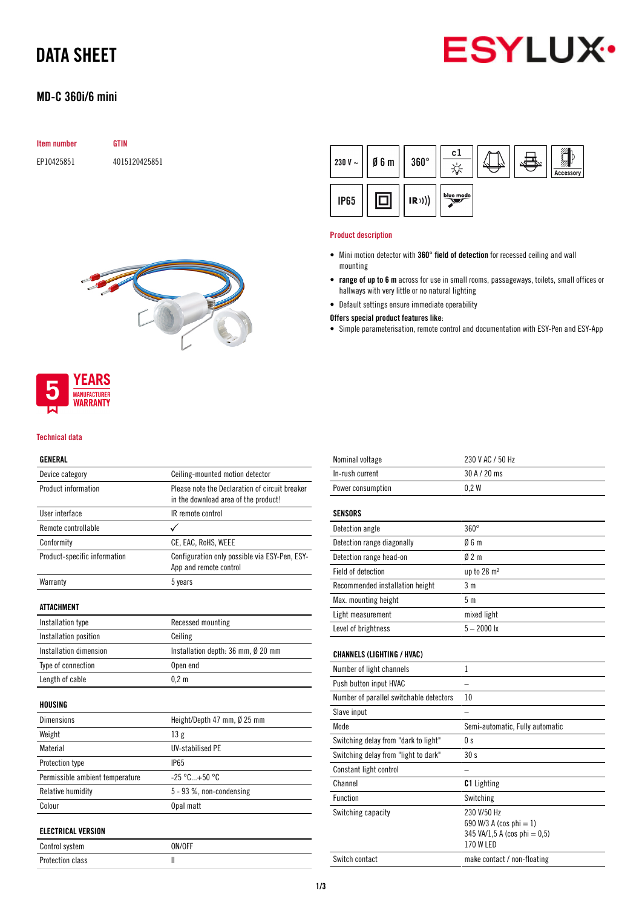# DATA SHEET

## MD-C 360i/6 mini

| Item number | GTIN |
|---|---|
| EP10425851 | 4015120425851 |

230 V ~ | Ø 6 m | 360° | c1 | Accessory | IP65 | IR | blue mode

### Product description

- Mini motion detector with **360° field of detection** for recessed ceiling and wall mounting
- **range of up to 6 m** across for use in small rooms, passageways, toilets, small offices or hallways with very little or no natural lighting
- Default settings ensure immediate operability

**Offers special product features like:**

- Simple parameterisation, remote control and documentation with ESY-Pen and ESY-App

5 YEARS MANUFACTURER WARRANTY

### Technical data

| GENERAL | |
|---|---|
| Device category | Ceiling-mounted motion detector |
| Product information | Please note the Declaration of circuit breaker in the download area of the product! |
| User interface | IR remote control |
| Remote controllable | ✓ |
| Conformity | CE, EAC, RoHS, WEEE |
| Product-specific information | Configuration only possible via ESY-Pen, ESY-App and remote control |
| Warranty | 5 years |

| ATTACHMENT | |
|---|---|
| Installation type | Recessed mounting |
| Installation position | Ceiling |
| Installation dimension | Installation depth: 36 mm, Ø 20 mm |
| Type of connection | Open end |
| Length of cable | 0,2 m |

| HOUSING | |
|---|---|
| Dimensions | Height/Depth 47 mm, Ø 25 mm |
| Weight | 13 g |
| Material | UV-stabilised PE |
| Protection type | IP65 |
| Permissible ambient temperature | -25 °C...+50 °C |
| Relative humidity | 5 - 93 %, non-condensing |
| Colour | Opal matt |

| ELECTRICAL VERSION | |
|---|---|
| Control system | ON/OFF |
| Protection class | II |
| Nominal voltage | 230 V AC / 50 Hz |
| In-rush current | 30 A / 20 ms |
| Power consumption | 0,2 W |

| SENSORS | |
|---|---|
| Detection angle | 360° |
| Detection range diagonally | Ø 6 m |
| Detection range head-on | Ø 2 m |
| Field of detection | up to 28 m² |
| Recommended installation height | 3 m |
| Max. mounting height | 5 m |
| Light measurement | mixed light |
| Level of brightness | 5 – 2000 lx |

| CHANNELS (LIGHTING / HVAC) | |
|---|---|
| Number of light channels | 1 |
| Push button input HVAC | – |
| Number of parallel switchable detectors | 10 |
| Slave input | – |
| Mode | Semi-automatic, Fully automatic |
| Switching delay from "dark to light" | 0 s |
| Switching delay from "light to dark" | 30 s |
| Constant light control | – |
| Channel | **C1** Lighting |
| Function | Switching |
| Switching capacity | 230 V/50 Hz<br>690 W/3 A (cos phi = 1)<br>345 VA/1,5 A (cos phi = 0,5)<br>170 W LED |
| Switch contact | make contact / non-floating |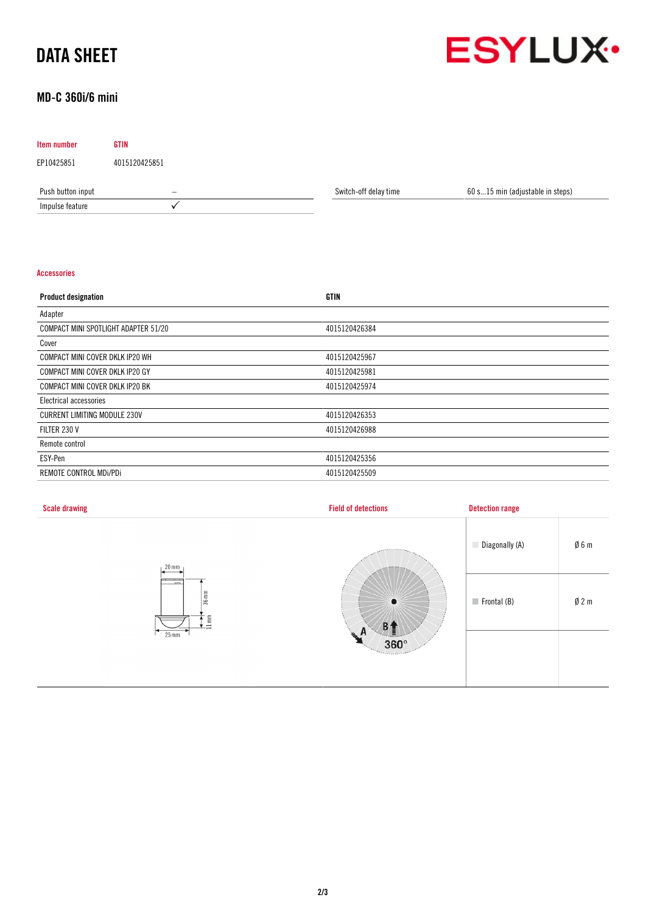# DATA SHEET

ESYLUX

## MD-C 360i/6 mini

| Item number | GTIN |
| --- | --- |
| EP10425851 | 4015120425851 |

| | |
| --- | --- |
| Push button input | – |
| Impulse feature | ✓ |

| | |
| --- | --- |
| Switch-off delay time | 60 s...15 min (adjustable in steps) |

### Accessories

| Product designation | GTIN |
| --- | --- |
| Adapter | |
| COMPACT MINI SPOTLIGHT ADAPTER 51/20 | 4015120426384 |
| Cover | |
| COMPACT MINI COVER DKLK IP20 WH | 4015120425967 |
| COMPACT MINI COVER DKLK IP20 GY | 4015120425981 |
| COMPACT MINI COVER DKLK IP20 BK | 4015120425974 |
| Electrical accessories | |
| CURRENT LIMITING MODULE 230V | 4015120426353 |
| FILTER 230 V | 4015120426988 |
| Remote control | |
| ESY-Pen | 4015120425356 |
| REMOTE CONTROL MDi/PDi | 4015120425509 |

### Scale drawing

20 mm, 36 mm, 11 mm, 25 mm

### Field of detections

A, B, 360°

### Detection range

| | |
| --- | --- |
| Diagonally (A) | Ø 6 m |
| Frontal (B) | Ø 2 m |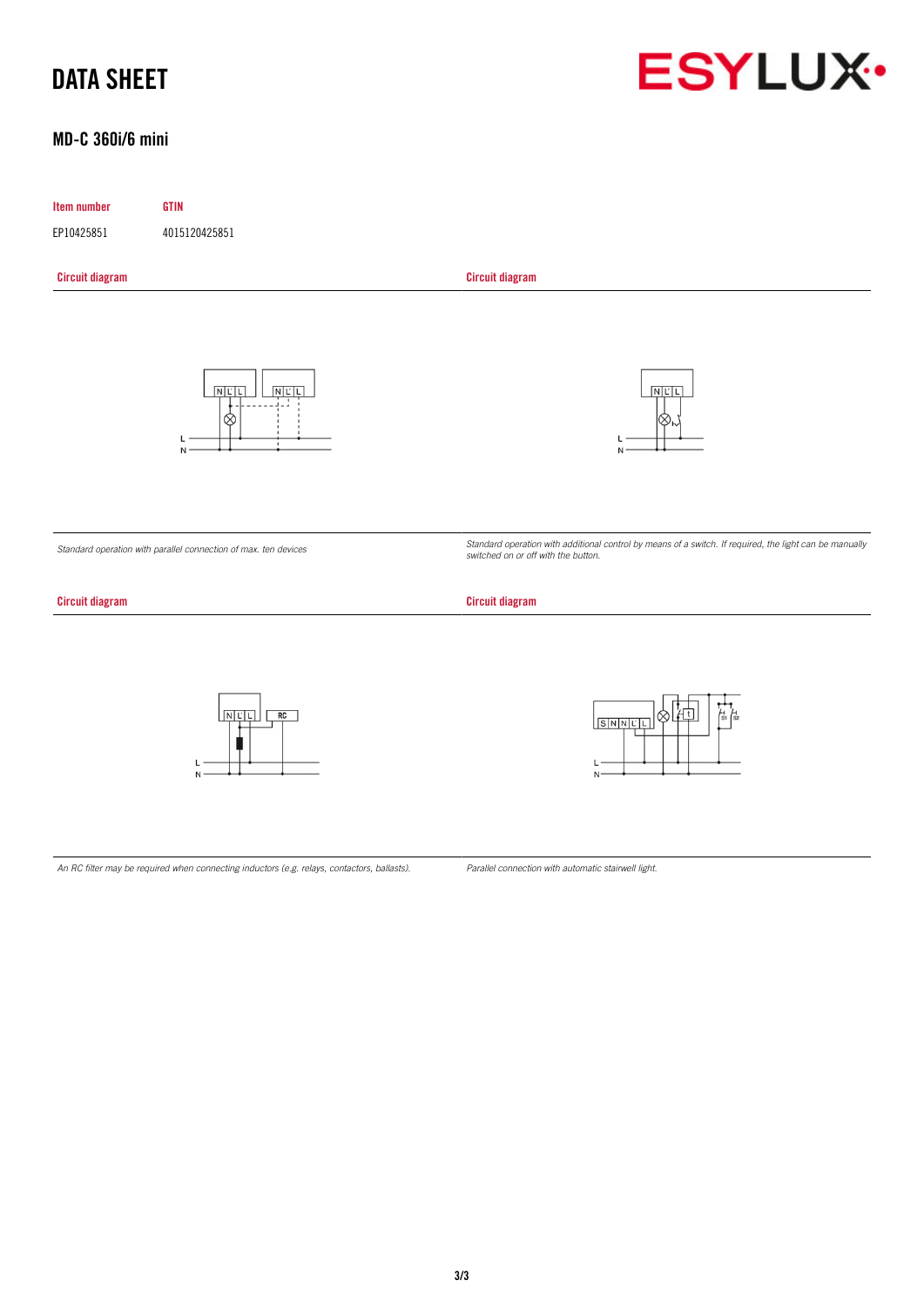# DATA SHEET

## MD-C 360i/6 mini

| Item number | GTIN |
|---|---|
| EP10425851 | 4015120425851 |

### Circuit diagram

*Standard operation with parallel connection of max. ten devices*

### Circuit diagram

*Standard operation with additional control by means of a switch. If required, the light can be manually switched on or off with the button.*

### Circuit diagram

*An RC filter may be required when connecting inductors (e.g. relays, contactors, ballasts).*

### Circuit diagram

*Parallel connection with automatic stairwell light.*